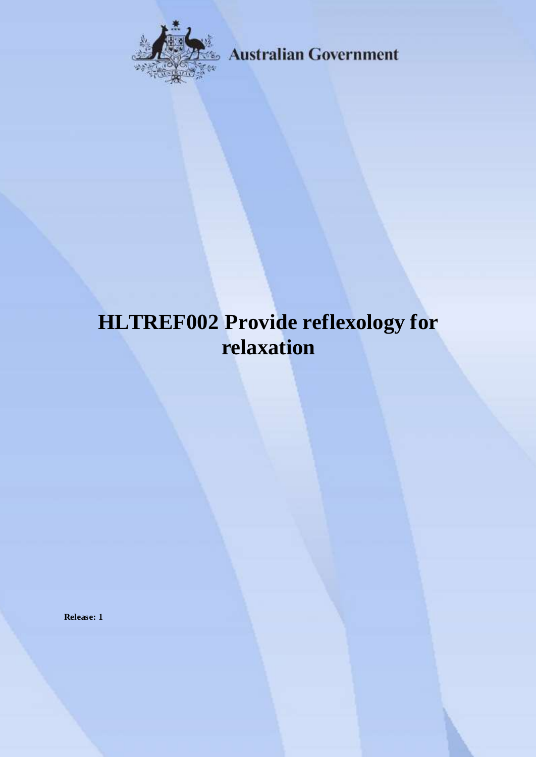Australian Government

# HLTREF002 Provide reflexology for relaxation

**Release: 1**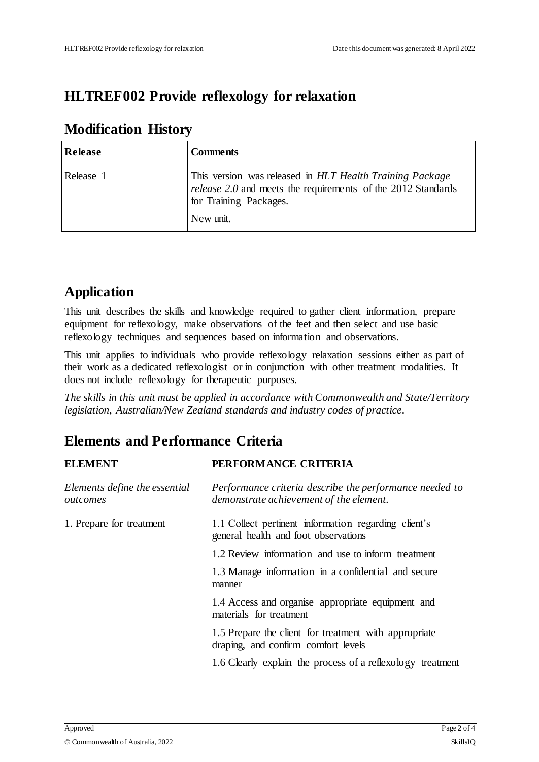# HLTREF002 Provide reflexology for relaxation

## Modification History

| Release | Comments |
| --- | --- |
| Release 1 | This version was released in *HLT Health Training Package release 2.0* and meets the requirements of the 2012 Standards for Training Packages.<br><br>New unit. |

## Application

This unit describes the skills and knowledge required to gather client information, prepare equipment for reflexology, make observations of the feet and then select and use basic reflexology techniques and sequences based on information and observations.

This unit applies to individuals who provide reflexology relaxation sessions either as part of their work as a dedicated reflexologist or in conjunction with other treatment modalities. It does not include reflexology for therapeutic purposes.

*The skills in this unit must be applied in accordance with Commonwealth and State/Territory legislation, Australian/New Zealand standards and industry codes of practice.*

## Elements and Performance Criteria

| ELEMENT | PERFORMANCE CRITERIA |
| --- | --- |
| *Elements define the essential outcomes* | *Performance criteria describe the performance needed to demonstrate achievement of the element.* |
| 1. Prepare for treatment | 1.1 Collect pertinent information regarding client's general health and foot observations |
| | 1.2 Review information and use to inform treatment |
| | 1.3 Manage information in a confidential and secure manner |
| | 1.4 Access and organise appropriate equipment and materials for treatment |
| | 1.5 Prepare the client for treatment with appropriate draping, and confirm comfort levels |
| | 1.6 Clearly explain the process of a reflexology treatment |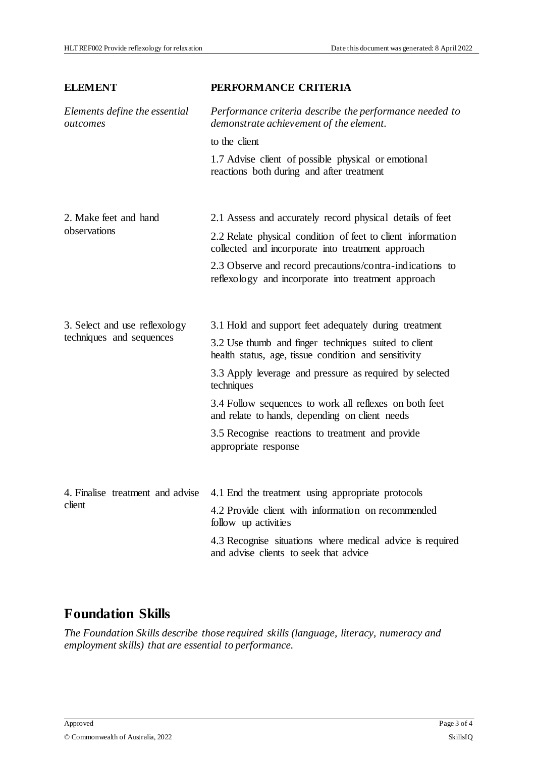| ELEMENT | PERFORMANCE CRITERIA |
| --- | --- |
| *Elements define the essential outcomes* | *Performance criteria describe the performance needed to demonstrate achievement of the element.* |
| | to the client |
| | 1.7 Advise client of possible physical or emotional reactions both during and after treatment |
| 2. Make feet and hand observations | 2.1 Assess and accurately record physical details of feet |
| | 2.2 Relate physical condition of feet to client information collected and incorporate into treatment approach |
| | 2.3 Observe and record precautions/contra-indications to reflexology and incorporate into treatment approach |
| 3. Select and use reflexology techniques and sequences | 3.1 Hold and support feet adequately during treatment |
| | 3.2 Use thumb and finger techniques suited to client health status, age, tissue condition and sensitivity |
| | 3.3 Apply leverage and pressure as required by selected techniques |
| | 3.4 Follow sequences to work all reflexes on both feet and relate to hands, depending on client needs |
| | 3.5 Recognise reactions to treatment and provide appropriate response |
| 4. Finalise treatment and advise client | 4.1 End the treatment using appropriate protocols |
| | 4.2 Provide client with information on recommended follow up activities |
| | 4.3 Recognise situations where medical advice is required and advise clients to seek that advice |

## Foundation Skills

*The Foundation Skills describe those required skills (language, literacy, numeracy and employment skills) that are essential to performance.*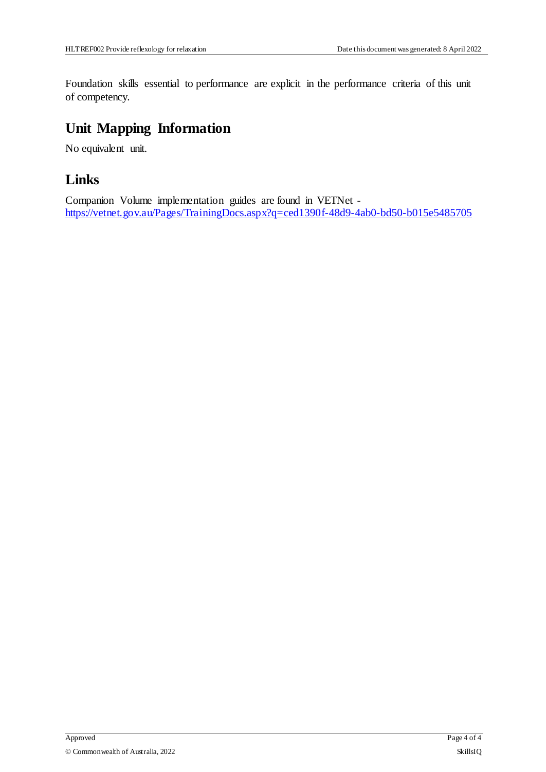Foundation skills essential to performance are explicit in the performance criteria of this unit of competency.

## Unit Mapping Information

No equivalent unit.

## Links

Companion Volume implementation guides are found in VETNet - https://vetnet.gov.au/Pages/TrainingDocs.aspx?q=ced1390f-48d9-4ab0-bd50-b015e5485705